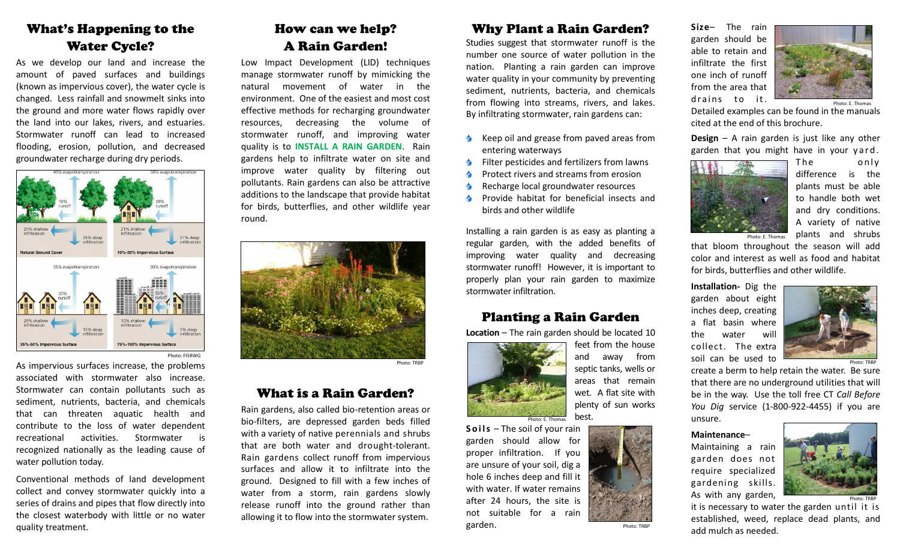# What's Happening to the Water Cycle?

As we develop our land and increase the amount of paved surfaces and buildings (known as impervious cover), the water cycle is changed. Less rainfall and snowmelt sinks into the ground and more water flows rapidly over the land into our lakes, rivers, and estuaries. Stormwater runoff can lead to increased flooding, erosion, pollution, and decreased groundwater recharge during dry periods.

Photo: FISRWG

As impervious surfaces increase, the problems associated with stormwater also increase. Stormwater can contain pollutants such as sediment, nutrients, bacteria, and chemicals that can threaten aquatic health and contribute to the loss of water dependent recreational activities. Stormwater is recognized nationally as the leading cause of water pollution today.

Conventional methods of land development collect and convey stormwater quickly into a series of drains and pipes that flow directly into the closest waterbody with little or no water quality treatment.

# How can we help? A Rain Garden!

Low Impact Development (LID) techniques manage stormwater runoff by mimicking the natural movement of water in the environment. One of the easiest and most cost effective methods for recharging groundwater resources, decreasing the volume of stormwater runoff, and improving water quality is to **INSTALL A RAIN GARDEN**. Rain gardens help to infiltrate water on site and improve water quality by filtering out pollutants. Rain gardens can also be attractive additions to the landscape that provide habitat for birds, butterflies, and other wildlife year round.

Photo: TRBP

# What is a Rain Garden?

Rain gardens, also called bio-retention areas or bio-filters, are depressed garden beds filled with a variety of native perennials and shrubs that are both water and drought-tolerant. Rain gardens collect runoff from impervious surfaces and allow it to infiltrate into the ground. Designed to fill with a few inches of water from a storm, rain gardens slowly release runoff into the ground rather than allowing it to flow into the stormwater system.

# Why Plant a Rain Garden?

Studies suggest that stormwater runoff is the number one source of water pollution in the nation. Planting a rain garden can improve water quality in your community by preventing sediment, nutrients, bacteria, and chemicals from flowing into streams, rivers, and lakes. By infiltrating stormwater, rain gardens can:

- Keep oil and grease from paved areas from entering waterways
- Filter pesticides and fertilizers from lawns
- Protect rivers and streams from erosion
- Recharge local groundwater resources
- Provide habitat for beneficial insects and birds and other wildlife

Installing a rain garden is as easy as planting a regular garden, with the added benefits of improving water quality and decreasing stormwater runoff! However, it is important to properly plan your rain garden to maximize stormwater infiltration.

# Planting a Rain Garden

**Location** – The rain garden should be located 10 feet from the house and away from septic tanks, wells or areas that remain wet. A flat site with plenty of sun works best.

Photo: E. Thomas

**Soils** – The soil of your rain garden should allow for proper infiltration. If you are unsure of your soil, dig a hole 6 inches deep and fill it with water. If water remains after 24 hours, the site is not suitable for a rain garden.

Photo: TRBP

**Size**– The rain garden should be able to retain and infiltrate the first one inch of runoff from the area that drains to it. Detailed examples can be found in the manuals cited at the end of this brochure.

Photo: E. Thomas

**Design** – A rain garden is just like any other garden that you might have in your yard. The only difference is the plants must be able to handle both wet and dry conditions. A variety of native plants and shrubs that bloom throughout the season will add color and interest as well as food and habitat for birds, butterflies and other wildlife.

Photo: E. Thomas

**Installation-** Dig the garden about eight inches deep, creating a flat basin where the water will collect. The extra soil can be used to create a berm to help retain the water. Be sure that there are no underground utilities that will be in the way. Use the toll free CT *Call Before You Dig* service (1-800-922-4455) if you are unsure.

Photo: TRBP

**Maintenance**–
Maintaining a rain garden does not require specialized gardening skills. As with any garden, it is necessary to water the garden until it is established, weed, replace dead plants, and add mulch as needed.

Photo: TRBP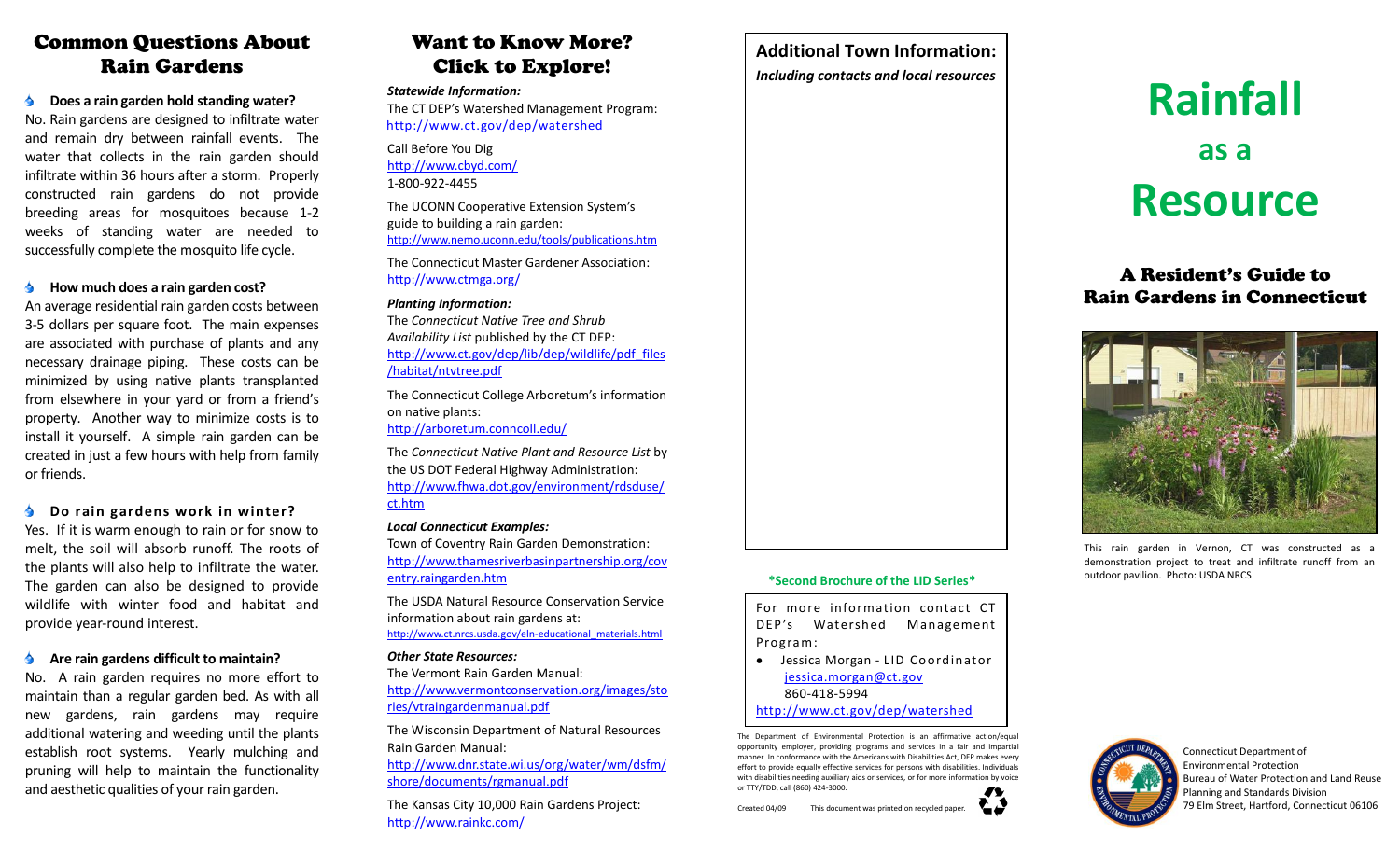# Common Questions About Rain Gardens

**Does a rain garden hold standing water?**
No. Rain gardens are designed to infiltrate water and remain dry between rainfall events. The water that collects in the rain garden should infiltrate within 36 hours after a storm. Properly constructed rain gardens do not provide breeding areas for mosquitoes because 1-2 weeks of standing water are needed to successfully complete the mosquito life cycle.

**How much does a rain garden cost?**
An average residential rain garden costs between 3-5 dollars per square foot. The main expenses are associated with purchase of plants and any necessary drainage piping. These costs can be minimized by using native plants transplanted from elsewhere in your yard or from a friend's property. Another way to minimize costs is to install it yourself. A simple rain garden can be created in just a few hours with help from family or friends.

**Do rain gardens work in winter?**
Yes. If it is warm enough to rain or for snow to melt, the soil will absorb runoff. The roots of the plants will also help to infiltrate the water. The garden can also be designed to provide wildlife with winter food and habitat and provide year-round interest.

**Are rain gardens difficult to maintain?**
No. A rain garden requires no more effort to maintain than a regular garden bed. As with all new gardens, rain gardens may require additional watering and weeding until the plants establish root systems. Yearly mulching and pruning will help to maintain the functionality and aesthetic qualities of your rain garden.

# Want to Know More? Click to Explore!

***Statewide Information:***

The CT DEP's Watershed Management Program:
http://www.ct.gov/dep/watershed

Call Before You Dig
http://www.cbyd.com/
1-800-922-4455

The UCONN Cooperative Extension System's guide to building a rain garden:
http://www.nemo.uconn.edu/tools/publications.htm

The Connecticut Master Gardener Association:
http://www.ctmga.org/

***Planting Information:***

The *Connecticut Native Tree and Shrub Availability List* published by the CT DEP:
http://www.ct.gov/dep/lib/dep/wildlife/pdf_files/habitat/ntvtree.pdf

The Connecticut College Arboretum's information on native plants:
http://arboretum.conncoll.edu/

The *Connecticut Native Plant and Resource List* by the US DOT Federal Highway Administration:
http://www.fhwa.dot.gov/environment/rdsduse/ct.htm

***Local Connecticut Examples:***

Town of Coventry Rain Garden Demonstration:
http://www.thamesriverbasinpartnership.org/coventry.raingarden.htm

The USDA Natural Resource Conservation Service information about rain gardens at:
http://www.ct.nrcs.usda.gov/eln-educational_materials.html

***Other State Resources:***

The Vermont Rain Garden Manual:
http://www.vermontconservation.org/images/stories/vtraingardenmanual.pdf

The Wisconsin Department of Natural Resources Rain Garden Manual:
http://www.dnr.state.wi.us/org/water/wm/dsfm/shore/documents/rgmanual.pdf

The Kansas City 10,000 Rain Gardens Project:
http://www.rainkc.com/

## Additional Town Information:

***Including contacts and local resources***

**\*Second Brochure of the LID Series\***

For more information contact CT DEP's Watershed Management Program:

- Jessica Morgan - LID Coordinator
  jessica.morgan@ct.gov
  860-418-5994

http://www.ct.gov/dep/watershed

The Department of Environmental Protection is an affirmative action/equal opportunity employer, providing programs and services in a fair and impartial manner. In conformance with the Americans with Disabilities Act, DEP makes every effort to provide equally effective services for persons with disabilities. Individuals with disabilities needing auxiliary aids or services, or for more information by voice or TTY/TDD, call (860) 424-3000.

Created 04/09 This document was printed on recycled paper.

# Rainfall as a Resource

## A Resident's Guide to Rain Gardens in Connecticut

This rain garden in Vernon, CT was constructed as a demonstration project to treat and infiltrate runoff from an outdoor pavilion. Photo: USDA NRCS

Connecticut Department of Environmental Protection
Bureau of Water Protection and Land Reuse
Planning and Standards Division
79 Elm Street, Hartford, Connecticut 06106